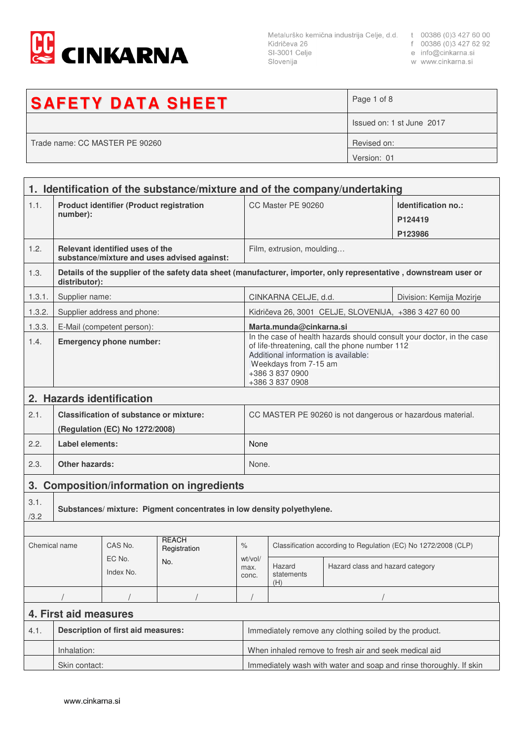CINKARNA

Metalurško kemična industrija Celje, d.d.
Kidričeva 26
SI-3001 Celje
Slovenija

t 00386 (0)3 427 60 00
f 00386 (0)3 427 62 92
e info@cinkarna.si
w www.cinkarna.si

| **SAFETY DATA SHEET** | |
|---|---|
| | Issued on: 1 st June 2017 |
| Trade name: CC MASTER PE 90260 | Revised on: |
| | Version: 01 |

## 1. Identification of the substance/mixture and of the company/undertaking

| | | | |
|---|---|---|---|
| 1.1. | **Product identifier (Product registration number):** | CC Master PE 90260 | **Identification no.:** **P124419** **P123986** |
| 1.2. | **Relevant identified uses of the substance/mixture and uses advised against:** | Film, extrusion, moulding… | |
| 1.3. | **Details of the supplier of the safety data sheet (manufacturer, importer, only representative , downstream user or distributor):** | | |
| 1.3.1. | Supplier name: | CINKARNA CELJE, d.d. | Division: Kemija Mozirje |
| 1.3.2. | Supplier address and phone: | Kidričeva 26, 3001 CELJE, SLOVENIJA, +386 3 427 60 00 | |
| 1.3.3. | E-Mail (competent person): | **Marta.munda@cinkarna.si** | |
| 1.4. | **Emergency phone number:** | In the case of health hazards should consult your doctor, in the case of life-threatening, call the phone number 112<br>Additional information is available:<br>Weekdays from 7-15 am<br>+386 3 837 0900<br>+386 3 837 0908 | |

## 2. Hazards identification

| | | |
|---|---|---|
| 2.1. | **Classification of substance or mixture:** **(Regulation (EC) No 1272/2008)** | CC MASTER PE 90260 is not dangerous or hazardous material. |
| 2.2. | **Label elements:** | None |
| 2.3. | **Other hazards:** | None. |

## 3. Composition/information on ingredients

3.1./3.2 **Substances/ mixture: Pigment concentrates in low density polyethylene.**

| Chemical name | CAS No. EC No. Index No. | REACH Registration No. | % wt/vol/ max. conc. | Classification according to Regulation (EC) No 1272/2008 (CLP) | |
|---|---|---|---|---|---|
| | | | | Hazard statements (H) | Hazard class and hazard category |
| / | / | / | / | / | |

## 4. First aid measures

| | | |
|---|---|---|
| 4.1. | **Description of first aid measures:** | Immediately remove any clothing soiled by the product. |
| | Inhalation: | When inhaled remove to fresh air and seek medical aid |
| | Skin contact: | Immediately wash with water and soap and rinse thoroughly. If skin |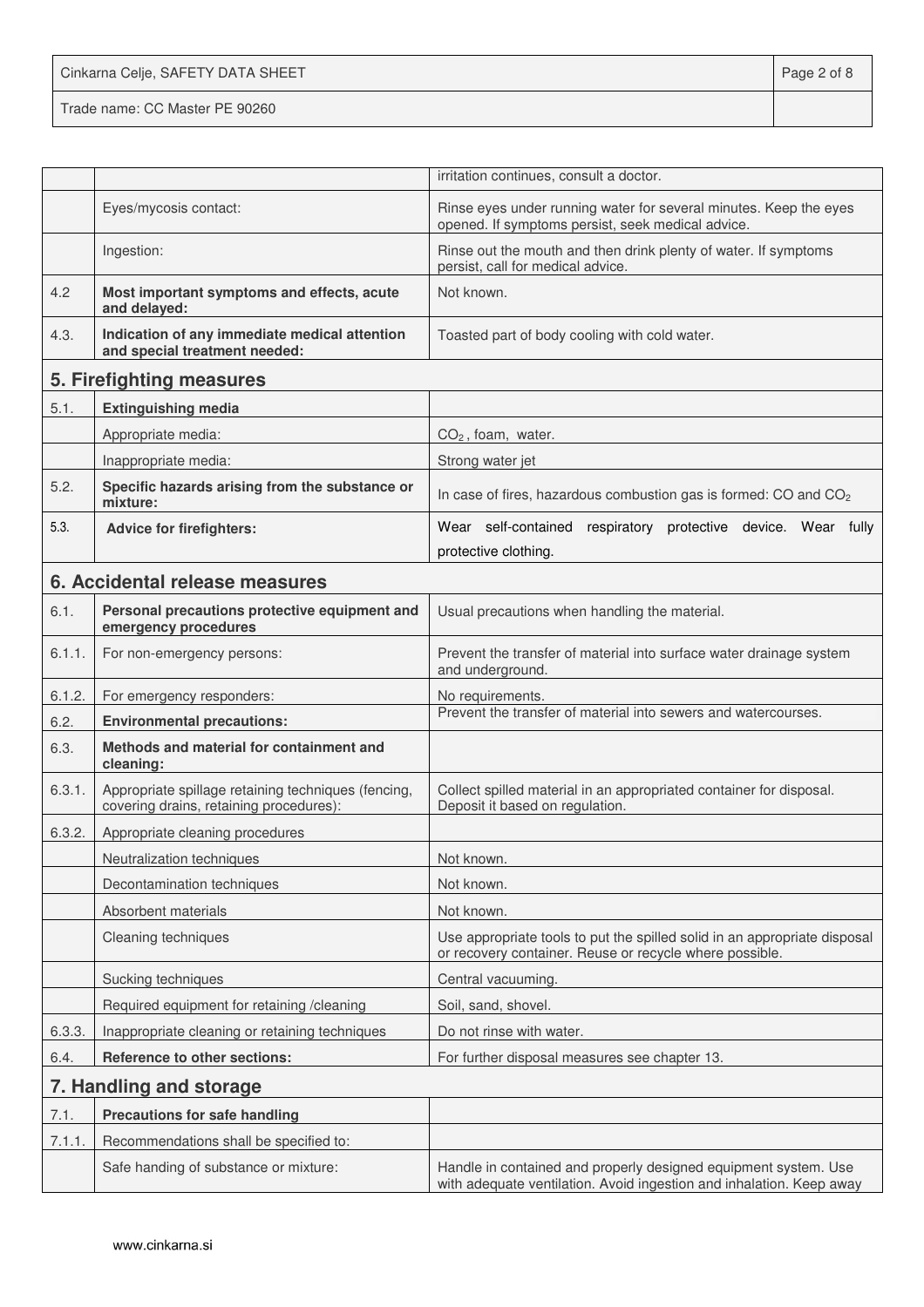| | | |
|---|---|---|
| | | irritation continues, consult a doctor. |
| | Eyes/mycosis contact: | Rinse eyes under running water for several minutes. Keep the eyes opened. If symptoms persist, seek medical advice. |
| | Ingestion: | Rinse out the mouth and then drink plenty of water. If symptoms persist, call for medical advice. |
| 4.2 | **Most important symptoms and effects, acute and delayed:** | Not known. |
| 4.3. | **Indication of any immediate medical attention and special treatment needed:** | Toasted part of body cooling with cold water. |

## 5. Firefighting measures

| | | |
|---|---|---|
| 5.1. | **Extinguishing media** | |
| | Appropriate media: | $CO_2$ , foam, water. |
| | Inappropriate media: | Strong water jet |
| 5.2. | **Specific hazards arising from the substance or mixture:** | In case of fires, hazardous combustion gas is formed: CO and $CO_2$ |
| 5.3. | **Advice for firefighters:** | Wear self-contained respiratory protective device. Wear fully protective clothing. |

## 6. Accidental release measures

| | | |
|---|---|---|
| 6.1. | **Personal precautions protective equipment and emergency procedures** | Usual precautions when handling the material. |
| 6.1.1. | For non-emergency persons: | Prevent the transfer of material into surface water drainage system and underground. |
| 6.1.2. | For emergency responders: | No requirements. |
| 6.2. | **Environmental precautions:** | Prevent the transfer of material into sewers and watercourses. |
| 6.3. | **Methods and material for containment and cleaning:** | |
| 6.3.1. | Appropriate spillage retaining techniques (fencing, covering drains, retaining procedures): | Collect spilled material in an appropriated container for disposal. Deposit it based on regulation. |
| 6.3.2. | Appropriate cleaning procedures | |
| | Neutralization techniques | Not known. |
| | Decontamination techniques | Not known. |
| | Absorbent materials | Not known. |
| | Cleaning techniques | Use appropriate tools to put the spilled solid in an appropriate disposal or recovery container. Reuse or recycle where possible. |
| | Sucking techniques | Central vacuuming. |
| | Required equipment for retaining /cleaning | Soil, sand, shovel. |
| 6.3.3. | Inappropriate cleaning or retaining techniques | Do not rinse with water. |
| 6.4. | **Reference to other sections:** | For further disposal measures see chapter 13. |

## 7. Handling and storage

| | | |
|---|---|---|
| 7.1. | **Precautions for safe handling** | |
| 7.1.1. | Recommendations shall be specified to: | |
| | Safe handing of substance or mixture: | Handle in contained and properly designed equipment system. Use with adequate ventilation. Avoid ingestion and inhalation. Keep away |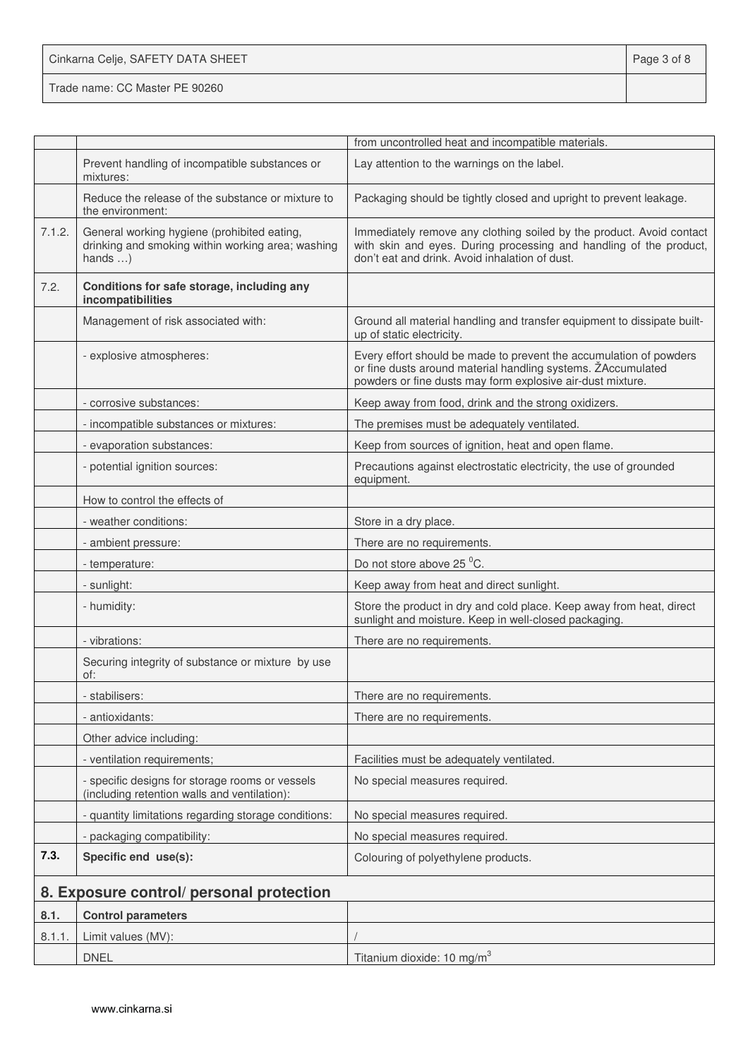| | | |
|---|---|---|
| | | from uncontrolled heat and incompatible materials. |
| | Prevent handling of incompatible substances or mixtures: | Lay attention to the warnings on the label. |
| | Reduce the release of the substance or mixture to the environment: | Packaging should be tightly closed and upright to prevent leakage. |
| 7.1.2. | General working hygiene (prohibited eating, drinking and smoking within working area; washing hands …) | Immediately remove any clothing soiled by the product. Avoid contact with skin and eyes. During processing and handling of the product, don't eat and drink. Avoid inhalation of dust. |
| 7.2. | **Conditions for safe storage, including any incompatibilities** | |
| | Management of risk associated with: | Ground all material handling and transfer equipment to dissipate built-up of static electricity. |
| | - explosive atmospheres: | Every effort should be made to prevent the accumulation of powders or fine dusts around material handling systems. ŽAccumulated powders or fine dusts may form explosive air-dust mixture. |
| | - corrosive substances: | Keep away from food, drink and the strong oxidizers. |
| | - incompatible substances or mixtures: | The premises must be adequately ventilated. |
| | - evaporation substances: | Keep from sources of ignition, heat and open flame. |
| | - potential ignition sources: | Precautions against electrostatic electricity, the use of grounded equipment. |
| | How to control the effects of | |
| | - weather conditions: | Store in a dry place. |
| | - ambient pressure: | There are no requirements. |
| | - temperature: | Do not store above 25 $^0$C. |
| | - sunlight: | Keep away from heat and direct sunlight. |
| | - humidity: | Store the product in dry and cold place. Keep away from heat, direct sunlight and moisture. Keep in well-closed packaging. |
| | - vibrations: | There are no requirements. |
| | Securing integrity of substance or mixture by use of: | |
| | - stabilisers: | There are no requirements. |
| | - antioxidants: | There are no requirements. |
| | Other advice including: | |
| | - ventilation requirements; | Facilities must be adequately ventilated. |
| | - specific designs for storage rooms or vessels (including retention walls and ventilation): | No special measures required. |
| | - quantity limitations regarding storage conditions: | No special measures required. |
| | - packaging compatibility: | No special measures required. |
| **7.3.** | **Specific end use(s):** | Colouring of polyethylene products. |

## 8. Exposure control/ personal protection

| | | |
|---|---|---|
| **8.1.** | **Control parameters** | |
| 8.1.1. | Limit values (MV): | / |
| | DNEL | Titanium dioxide: 10 mg/m$^3$ |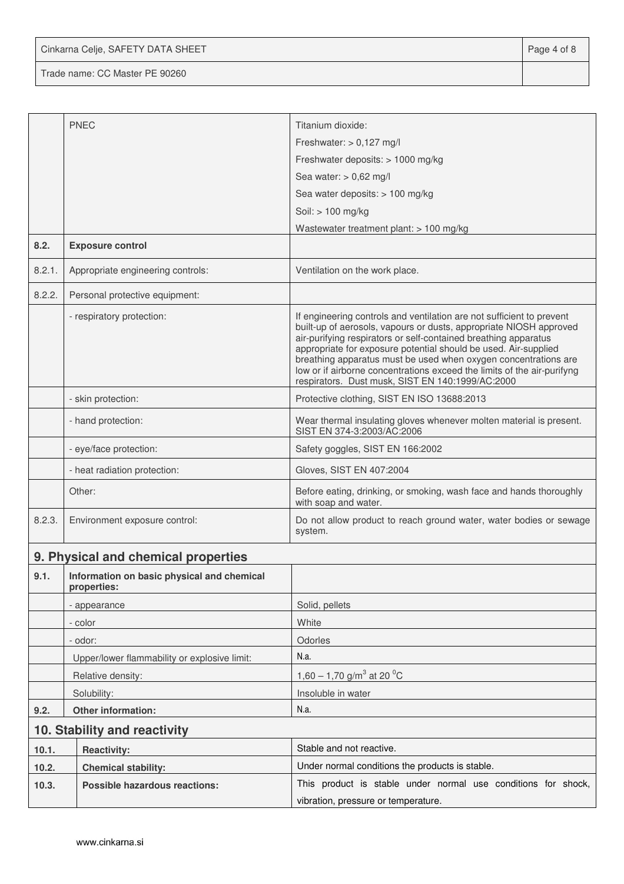| | | |
|---|---|---|
| | PNEC | Titanium dioxide:<br>Freshwater: > 0,127 mg/l<br>Freshwater deposits: > 1000 mg/kg<br>Sea water: > 0,62 mg/l<br>Sea water deposits: > 100 mg/kg<br>Soil: > 100 mg/kg<br>Wastewater treatment plant: > 100 mg/kg |
| **8.2.** | **Exposure control** | |
| 8.2.1. | Appropriate engineering controls: | Ventilation on the work place. |
| 8.2.2. | Personal protective equipment: | |
| | - respiratory protection: | If engineering controls and ventilation are not sufficient to prevent built-up of aerosols, vapours or dusts, appropriate NIOSH approved air-purifying respirators or self-contained breathing apparatus appropriate for exposure potential should be used. Air-supplied breathing apparatus must be used when oxygen concentrations are low or if airborne concentrations exceed the limits of the air-purifyng respirators. Dust musk, SIST EN 140:1999/AC:2000 |
| | - skin protection: | Protective clothing, SIST EN ISO 13688:2013 |
| | - hand protection: | Wear thermal insulating gloves whenever molten material is present. SIST EN 374-3:2003/AC:2006 |
| | - eye/face protection: | Safety goggles, SIST EN 166:2002 |
| | - heat radiation protection: | Gloves, SIST EN 407:2004 |
| | Other: | Before eating, drinking, or smoking, wash face and hands thoroughly with soap and water. |
| 8.2.3. | Environment exposure control: | Do not allow product to reach ground water, water bodies or sewage system. |

## 9. Physical and chemical properties

| | | |
|---|---|---|
| **9.1.** | **Information on basic physical and chemical properties:** | |
| | - appearance | Solid, pellets |
| | - color | White |
| | - odor: | Odorles |
| | Upper/lower flammability or explosive limit: | N.a. |
| | Relative density: | 1,60 – 1,70 g/m$^3$ at 20 $^0$C |
| | Solubility: | Insoluble in water |
| **9.2.** | **Other information:** | N.a. |

## 10. Stability and reactivity

| | | |
|---|---|---|
| **10.1.** | **Reactivity:** | Stable and not reactive. |
| **10.2.** | **Chemical stability:** | Under normal conditions the products is stable. |
| **10.3.** | **Possible hazardous reactions:** | This product is stable under normal use conditions for shock, vibration, pressure or temperature. |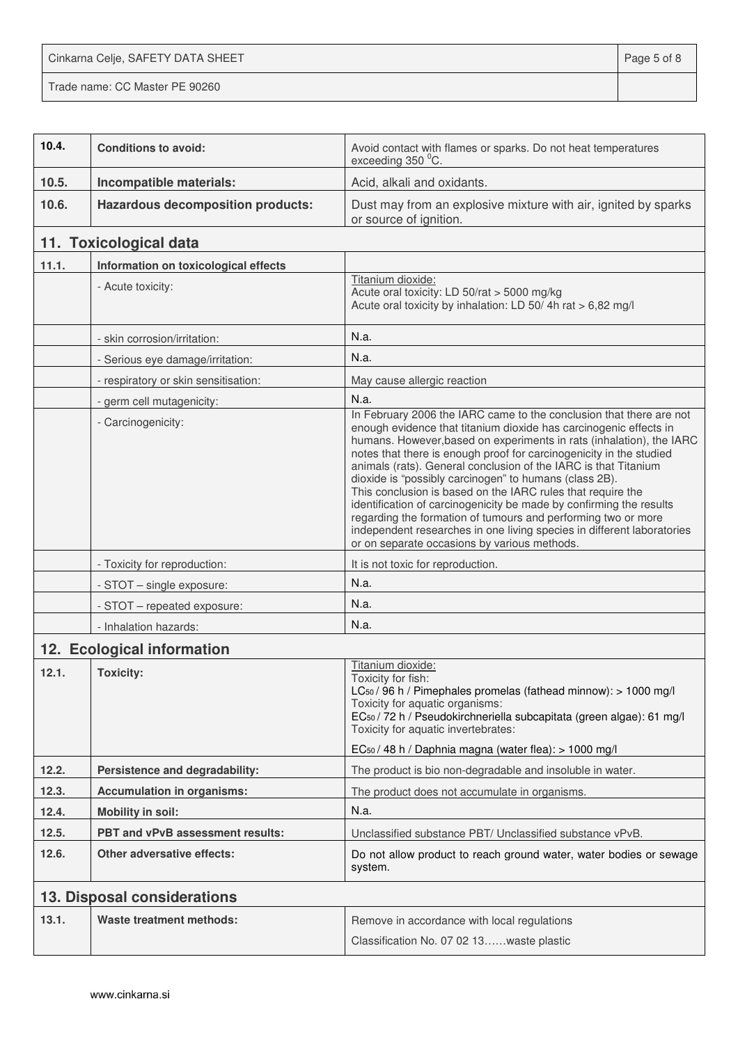| | | |
|---|---|---|
| **10.4.** | **Conditions to avoid:** | Avoid contact with flames or sparks. Do not heat temperatures exceeding 350 $^0$C. |
| **10.5.** | **Incompatible materials:** | Acid, alkali and oxidants. |
| **10.6.** | **Hazardous decomposition products:** | Dust may from an explosive mixture with air, ignited by sparks or source of ignition. |

## 11. Toxicological data

| | | |
|---|---|---|
| **11.1.** | **Information on toxicological effects** | |
| | - Acute toxicity: | Titanium dioxide:<br>Acute oral toxicity: LD 50/rat > 5000 mg/kg<br>Acute oral toxicity by inhalation: LD 50/ 4h rat > 6,82 mg/l |
| | - skin corrosion/irritation: | N.a. |
| | - Serious eye damage/irritation: | N.a. |
| | - respiratory or skin sensitisation: | May cause allergic reaction |
| | - germ cell mutagenicity: | N.a. |
| | - Carcinogenicity: | In February 2006 the IARC came to the conclusion that there are not enough evidence that titanium dioxide has carcinogenic effects in humans. However,based on experiments in rats (inhalation), the IARC notes that there is enough proof for carcinogenicity in the studied animals (rats). General conclusion of the IARC is that Titanium dioxide is "possibly carcinogen" to humans (class 2B).<br>This conclusion is based on the IARC rules that require the identification of carcinogenicity be made by confirming the results regarding the formation of tumours and performing two or more independent researches in one living species in different laboratories or on separate occasions by various methods. |
| | - Toxicity for reproduction: | It is not toxic for reproduction. |
| | - STOT – single exposure: | N.a. |
| | - STOT – repeated exposure: | N.a. |
| | - Inhalation hazards: | N.a. |

## 12. Ecological information

| | | |
|---|---|---|
| **12.1.** | **Toxicity:** | Titanium dioxide:<br>Toxicity for fish:<br>$LC_{50}$ / 96 h / Pimephales promelas (fathead minnow): > 1000 mg/l<br>Toxicity for aquatic organisms:<br>$EC_{50}$ / 72 h / Pseudokirchneriella subcapitata (green algae): 61 mg/l<br>Toxicity for aquatic invertebrates:<br>$EC_{50}$ / 48 h / Daphnia magna (water flea): > 1000 mg/l |
| **12.2.** | **Persistence and degradability:** | The product is bio non-degradable and insoluble in water. |
| **12.3.** | **Accumulation in organisms:** | The product does not accumulate in organisms. |
| **12.4.** | **Mobility in soil:** | N.a. |
| **12.5.** | **PBT and vPvB assessment results:** | Unclassified substance PBT/ Unclassified substance vPvB. |
| **12.6.** | **Other adversative effects:** | Do not allow product to reach ground water, water bodies or sewage system. |

## 13. Disposal considerations

| | | |
|---|---|---|
| **13.1.** | **Waste treatment methods:** | Remove in accordance with local regulations<br>Classification No. 07 02 13……waste plastic |

www.cinkarna.si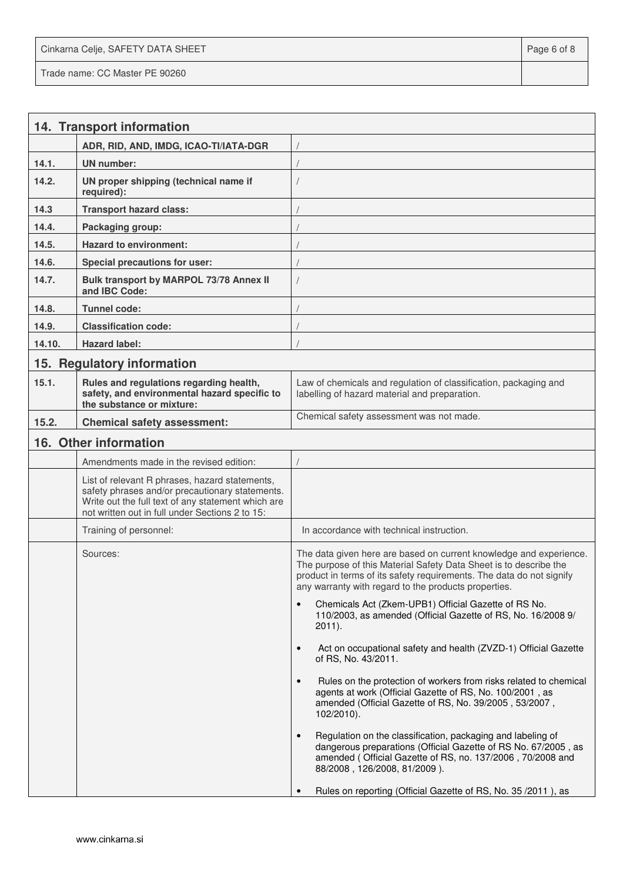## 14. Transport information

| | | |
|---|---|---|
| | **ADR, RID, AND, IMDG, ICAO-TI/IATA-DGR** | / |
| **14.1.** | **UN number:** | / |
| **14.2.** | **UN proper shipping (technical name if required):** | / |
| **14.3** | **Transport hazard class:** | / |
| **14.4.** | **Packaging group:** | / |
| **14.5.** | **Hazard to environment:** | / |
| **14.6.** | **Special precautions for user:** | / |
| **14.7.** | **Bulk transport by MARPOL 73/78 Annex II and IBC Code:** | / |
| **14.8.** | **Tunnel code:** | / |
| **14.9.** | **Classification code:** | / |
| **14.10.** | **Hazard label:** | / |

## 15. Regulatory information

| | | |
|---|---|---|
| **15.1.** | **Rules and regulations regarding health, safety, and environmental hazard specific to the substance or mixture:** | Law of chemicals and regulation of classification, packaging and labelling of hazard material and preparation. |
| **15.2.** | **Chemical safety assessment:** | Chemical safety assessment was not made. |

## 16. Other information

| | | |
|---|---|---|
| | Amendments made in the revised edition: | / |
| | List of relevant R phrases, hazard statements, safety phrases and/or precautionary statements. Write out the full text of any statement which are not written out in full under Sections 2 to 15: | |
| | Training of personnel: | In accordance with technical instruction. |
| | Sources: | The data given here are based on current knowledge and experience. The purpose of this Material Safety Data Sheet is to describe the product in terms of its safety requirements. The data do not signify any warranty with regard to the products properties.<br>• Chemicals Act (Zkem-UPB1) Official Gazette of RS No. 110/2003, as amended (Official Gazette of RS, No. 16/2008 9/ 2011).<br>• Act on occupational safety and health (ZVZD-1) Official Gazette of RS, No. 43/2011.<br>• Rules on the protection of workers from risks related to chemical agents at work (Official Gazette of RS, No. 100/2001 , as amended (Official Gazette of RS, No. 39/2005 , 53/2007 , 102/2010).<br>• Regulation on the classification, packaging and labeling of dangerous preparations (Official Gazette of RS No. 67/2005 , as amended ( Official Gazette of RS, no. 137/2006 , 70/2008 and 88/2008 , 126/2008, 81/2009 ).<br>• Rules on reporting (Official Gazette of RS, No. 35 /2011 ), as |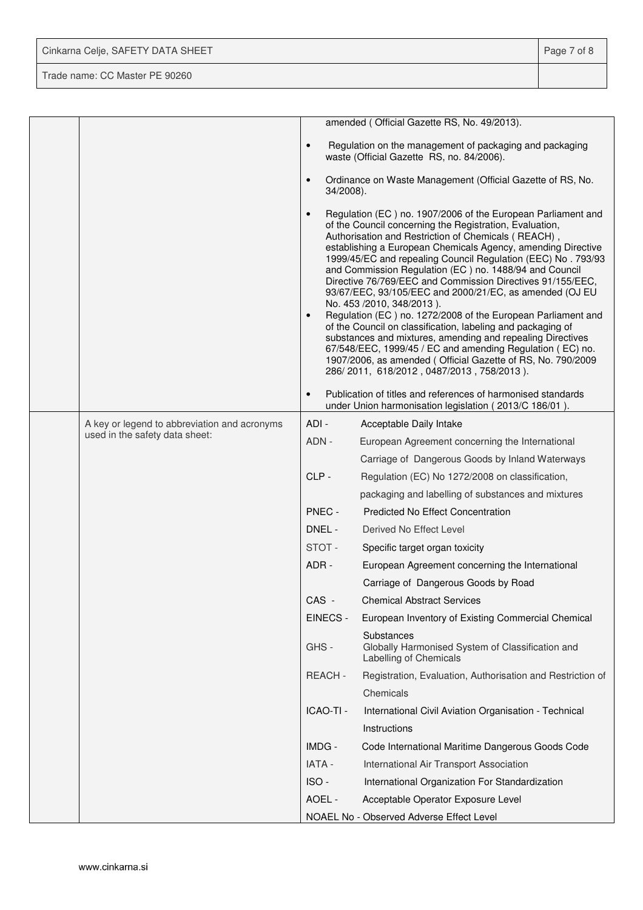| | | |
|---|---|---|
| | | amended ( Official Gazette RS, No. 49/2013).<br><br>• Regulation on the management of packaging and packaging waste (Official Gazette RS, no. 84/2006).<br><br>• Ordinance on Waste Management (Official Gazette of RS, No. 34/2008).<br><br>• Regulation (EC ) no. 1907/2006 of the European Parliament and of the Council concerning the Registration, Evaluation, Authorisation and Restriction of Chemicals ( REACH) , establishing a European Chemicals Agency, amending Directive 1999/45/EC and repealing Council Regulation (EEC) No . 793/93 and Commission Regulation (EC ) no. 1488/94 and Council Directive 76/769/EEC and Commission Directives 91/155/EEC, 93/67/EEC, 93/105/EEC and 2000/21/EC, as amended (OJ EU No. 453 /2010, 348/2013 ).<br>• Regulation (EC ) no. 1272/2008 of the European Parliament and of the Council on classification, labeling and packaging of substances and mixtures, amending and repealing Directives 67/548/EEC, 1999/45 / EC and amending Regulation ( EC) no. 1907/2006, as amended ( Official Gazette of RS, No. 790/2009 286/ 2011, 618/2012 , 0487/2013 , 758/2013 ).<br><br>• Publication of titles and references of harmonised standards under Union harmonisation legislation ( 2013/C 186/01 ). |
| | A key or legend to abbreviation and acronyms used in the safety data sheet: | ADI - Acceptable Daily Intake<br>ADN - European Agreement concerning the International Carriage of Dangerous Goods by Inland Waterways<br>CLP - Regulation (EC) No 1272/2008 on classification, packaging and labelling of substances and mixtures<br>PNEC - Predicted No Effect Concentration<br>DNEL - Derived No Effect Level<br>STOT - Specific target organ toxicity<br>ADR - European Agreement concerning the International Carriage of Dangerous Goods by Road<br>CAS - Chemical Abstract Services<br>EINECS - European Inventory of Existing Commercial Chemical Substances<br>GHS - Globally Harmonised System of Classification and Labelling of Chemicals<br>REACH - Registration, Evaluation, Authorisation and Restriction of Chemicals<br>ICAO-TI - International Civil Aviation Organisation - Technical Instructions<br>IMDG - Code International Maritime Dangerous Goods Code<br>IATA - International Air Transport Association<br>ISO - International Organization For Standardization<br>AOEL - Acceptable Operator Exposure Level<br>NOAEL No - Observed Adverse Effect Level |

www.cinkarna.si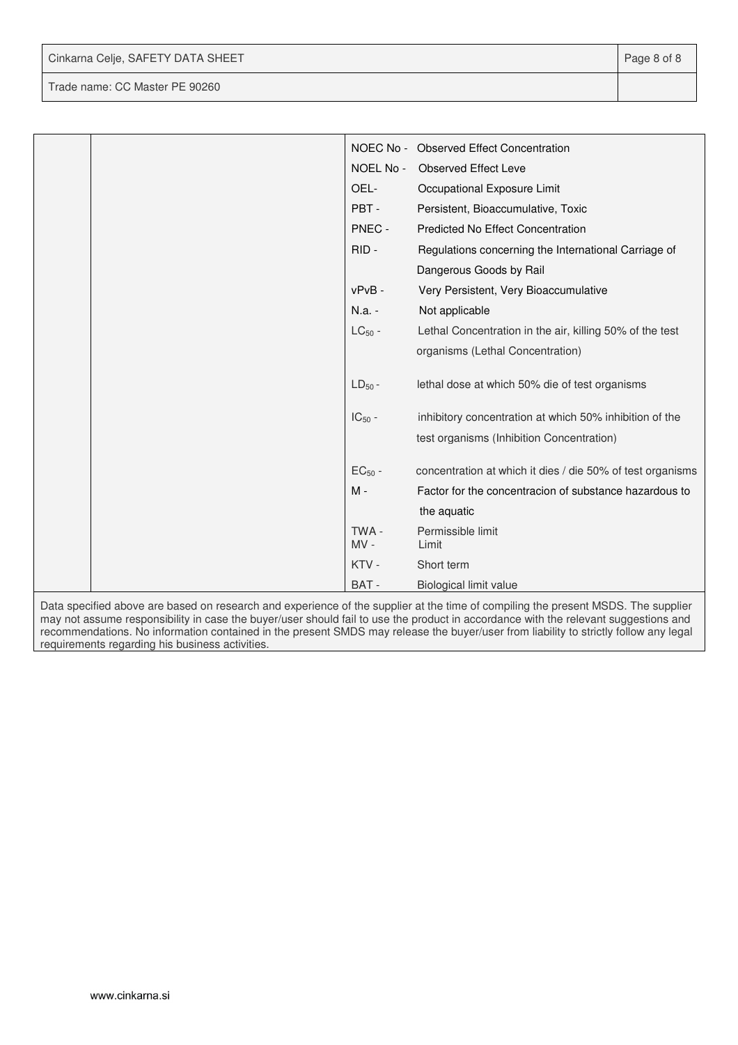| | | | |
|---|---|---|---|
| | | NOEC No - | Observed Effect Concentration |
| | | NOEL No - | Observed Effect Leve |
| | | OEL- | Occupational Exposure Limit |
| | | PBT - | Persistent, Bioaccumulative, Toxic |
| | | PNEC - | Predicted No Effect Concentration |
| | | RID - | Regulations concerning the International Carriage of Dangerous Goods by Rail |
| | | vPvB - | Very Persistent, Very Bioaccumulative |
| | | N.a. - | Not applicable |
| | | $LC_{50}$ - | Lethal Concentration in the air, killing 50% of the test organisms (Lethal Concentration) |
| | | $LD_{50}$ - | lethal dose at which 50% die of test organisms |
| | | $IC_{50}$ - | inhibitory concentration at which 50% inhibition of the test organisms (Inhibition Concentration) |
| | | $EC_{50}$ - | concentration at which it dies / die 50% of test organisms |
| | | M - | Factor for the concentracion of substance hazardous to the aquatic |
| | | TWA - | Permissible limit |
| | | MV - | Limit |
| | | KTV - | Short term |
| | | BAT - | Biological limit value |

Data specified above are based on research and experience of the supplier at the time of compiling the present MSDS. The supplier may not assume responsibility in case the buyer/user should fail to use the product in accordance with the relevant suggestions and recommendations. No information contained in the present SMDS may release the buyer/user from liability to strictly follow any legal requirements regarding his business activities.